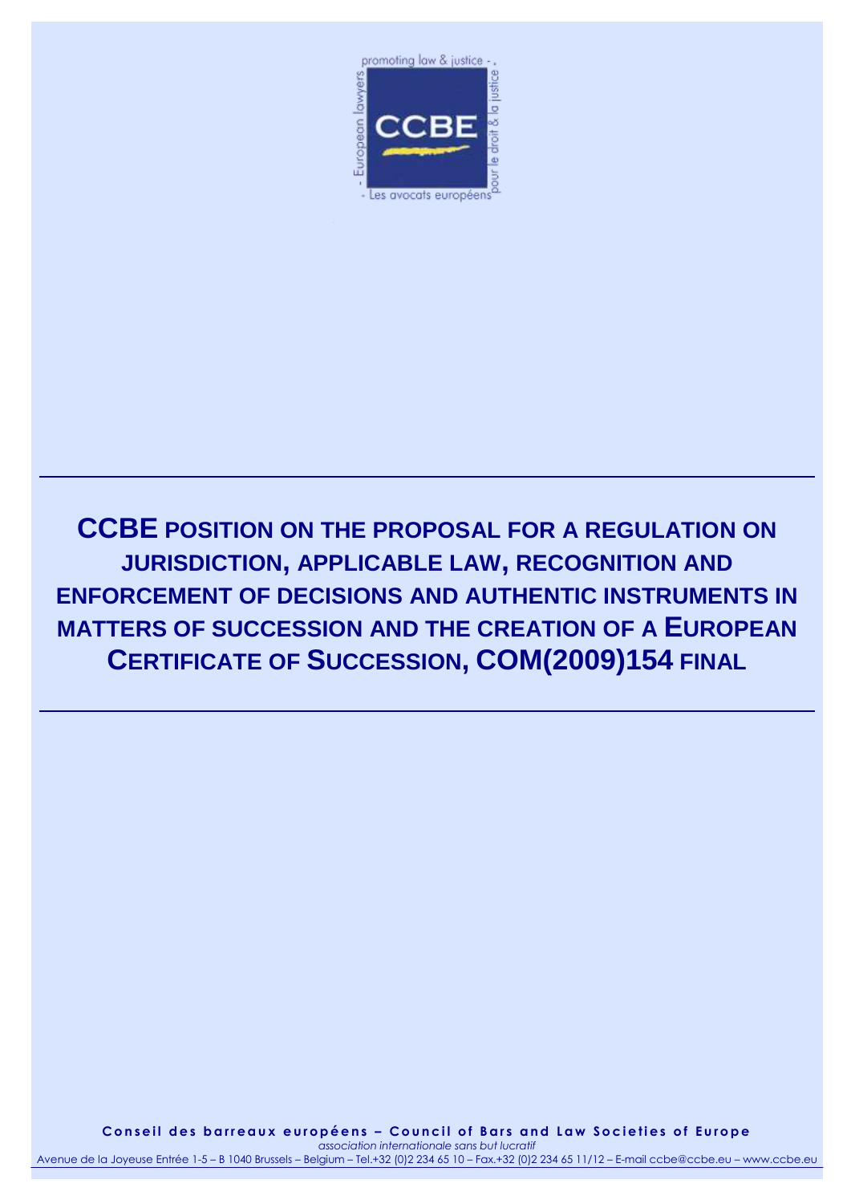# CCBE POSITION ON THE PROPOSAL FOR A REGULATION ON JURISDICTION, APPLICABLE LAW, RECOGNITION AND ENFORCEMENT OF DECISIONS AND AUTHENTIC INSTRUMENTS IN MATTERS OF SUCCESSION AND THE CREATION OF A EUROPEAN CERTIFICATE OF SUCCESSION, COM(2009)154 FINAL

**Conseil des barreaux européens – Council of Bars and Law Societies of Europe**
*association internationale sans but lucratif*
Avenue de la Joyeuse Entrée 1-5 – B 1040 Brussels – Belgium – Tel.+32 (0)2 234 65 10 – Fax.+32 (0)2 234 65 11/12 – E-mail ccbe@ccbe.eu – www.ccbe.eu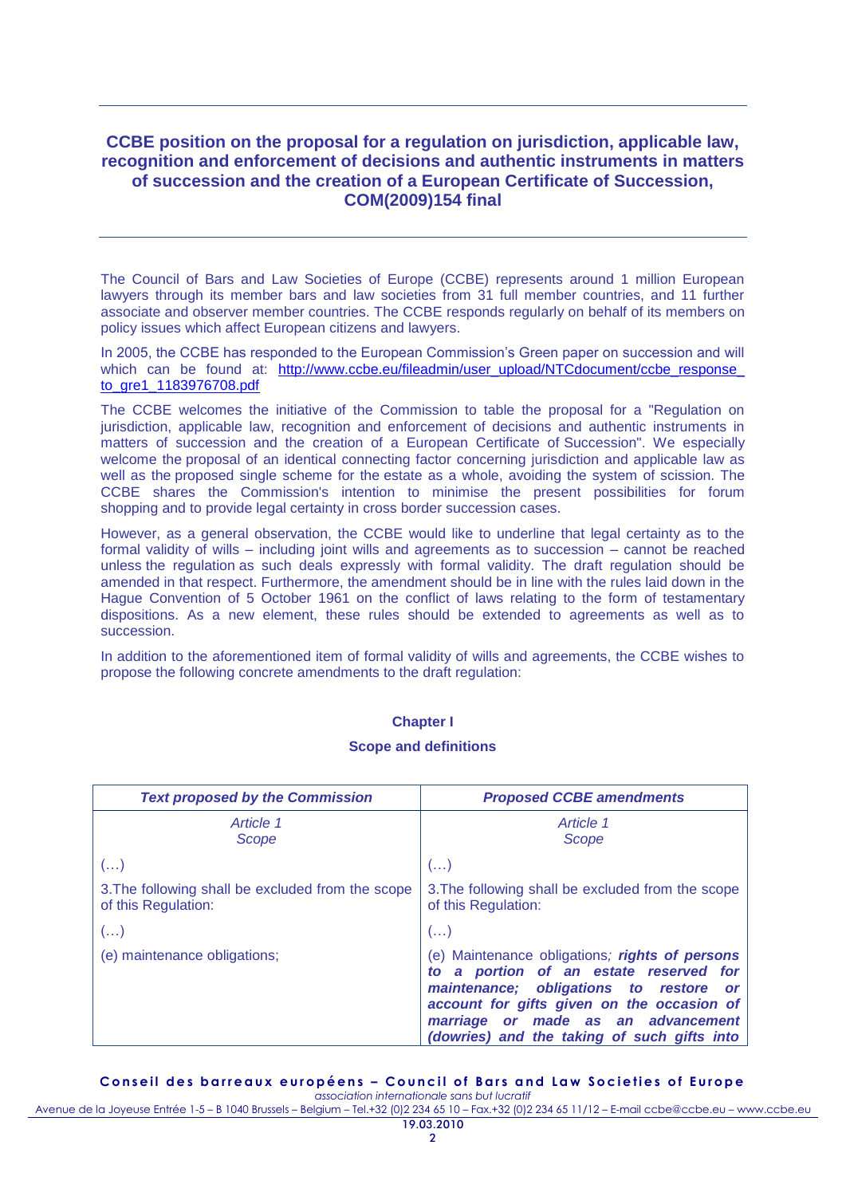## CCBE position on the proposal for a regulation on jurisdiction, applicable law, recognition and enforcement of decisions and authentic instruments in matters of succession and the creation of a European Certificate of Succession, COM(2009)154 final

The Council of Bars and Law Societies of Europe (CCBE) represents around 1 million European lawyers through its member bars and law societies from 31 full member countries, and 11 further associate and observer member countries. The CCBE responds regularly on behalf of its members on policy issues which affect European citizens and lawyers.

In 2005, the CCBE has responded to the European Commission's Green paper on succession and will which can be found at: [http://www.ccbe.eu/fileadmin/user_upload/NTCdocument/ccbe_response_to_gre1_1183976708.pdf](http://www.ccbe.eu/fileadmin/user_upload/NTCdocument/ccbe_response_to_gre1_1183976708.pdf)

The CCBE welcomes the initiative of the Commission to table the proposal for a "Regulation on jurisdiction, applicable law, recognition and enforcement of decisions and authentic instruments in matters of succession and the creation of a European Certificate of Succession". We especially welcome the proposal of an identical connecting factor concerning jurisdiction and applicable law as well as the proposed single scheme for the estate as a whole, avoiding the system of scission. The CCBE shares the Commission's intention to minimise the present possibilities for forum shopping and to provide legal certainty in cross border succession cases.

However, as a general observation, the CCBE would like to underline that legal certainty as to the formal validity of wills – including joint wills and agreements as to succession – cannot be reached unless the regulation as such deals expressly with formal validity. The draft regulation should be amended in that respect. Furthermore, the amendment should be in line with the rules laid down in the Hague Convention of 5 October 1961 on the conflict of laws relating to the form of testamentary dispositions. As a new element, these rules should be extended to agreements as well as to succession.

In addition to the aforementioned item of formal validity of wills and agreements, the CCBE wishes to propose the following concrete amendments to the draft regulation:

**Chapter I**

**Scope and definitions**

| ***Text proposed by the Commission*** | ***Proposed CCBE amendments*** |
|---|---|
| *Article 1*<br>*Scope* | *Article 1*<br>*Scope* |
| (…) | (…) |
| 3.The following shall be excluded from the scope of this Regulation: | 3.The following shall be excluded from the scope of this Regulation: |
| (…) | (…) |
| (e) maintenance obligations; | (e) Maintenance obligations*; **rights of persons to a portion of an estate reserved for maintenance; obligations to restore or account for gifts given on the occasion of marriage or made as an advancement (dowries) and the taking of such gifts into*** |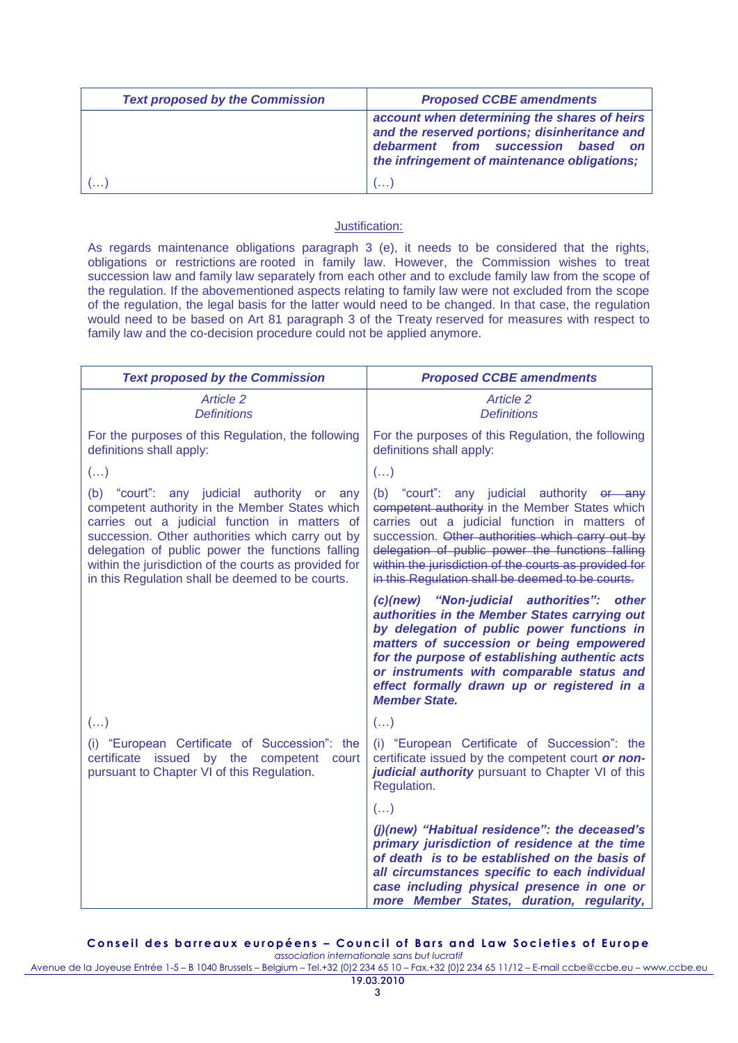| *Text proposed by the Commission* | *Proposed CCBE amendments* |
|---|---|
| | ***account when determining the shares of heirs and the reserved portions; disinheritance and debarment from succession based on the infringement of maintenance obligations;*** |
| (…) | (…) |

Justification:

As regards maintenance obligations paragraph 3 (e), it needs to be considered that the rights, obligations or restrictions are rooted in family law. However, the Commission wishes to treat succession law and family law separately from each other and to exclude family law from the scope of the regulation. If the abovementioned aspects relating to family law were not excluded from the scope of the regulation, the legal basis for the latter would need to be changed. In that case, the regulation would need to be based on Art 81 paragraph 3 of the Treaty reserved for measures with respect to family law and the co-decision procedure could not be applied anymore.

| *Text proposed by the Commission* | *Proposed CCBE amendments* |
|---|---|
| *Article 2*<br>*Definitions* | *Article 2*<br>*Definitions* |
| For the purposes of this Regulation, the following definitions shall apply: | For the purposes of this Regulation, the following definitions shall apply: |
| (…) | (…) |
| (b) "court": any judicial authority or any competent authority in the Member States which carries out a judicial function in matters of succession. Other authorities which carry out by delegation of public power the functions falling within the jurisdiction of the courts as provided for in this Regulation shall be deemed to be courts. | (b) "court": any judicial authority ~~or any competent authority~~ in the Member States which carries out a judicial function in matters of succession. ~~Other authorities which carry out by delegation of public power the functions falling within the jurisdiction of the courts as provided for in this Regulation shall be deemed to be courts.~~ |
| | ***(c)(new) "Non-judicial authorities": other authorities in the Member States carrying out by delegation of public power functions in matters of succession or being empowered for the purpose of establishing authentic acts or instruments with comparable status and effect formally drawn up or registered in a Member State.*** |
| (…) | (…) |
| (i) "European Certificate of Succession": the certificate issued by the competent court pursuant to Chapter VI of this Regulation. | (i) "European Certificate of Succession": the certificate issued by the competent court ***or non-judicial authority*** pursuant to Chapter VI of this Regulation. |
| | (…) |
| | ***(j)(new) "Habitual residence": the deceased's primary jurisdiction of residence at the time of death is to be established on the basis of all circumstances specific to each individual case including physical presence in one or more Member States, duration, regularity,*** |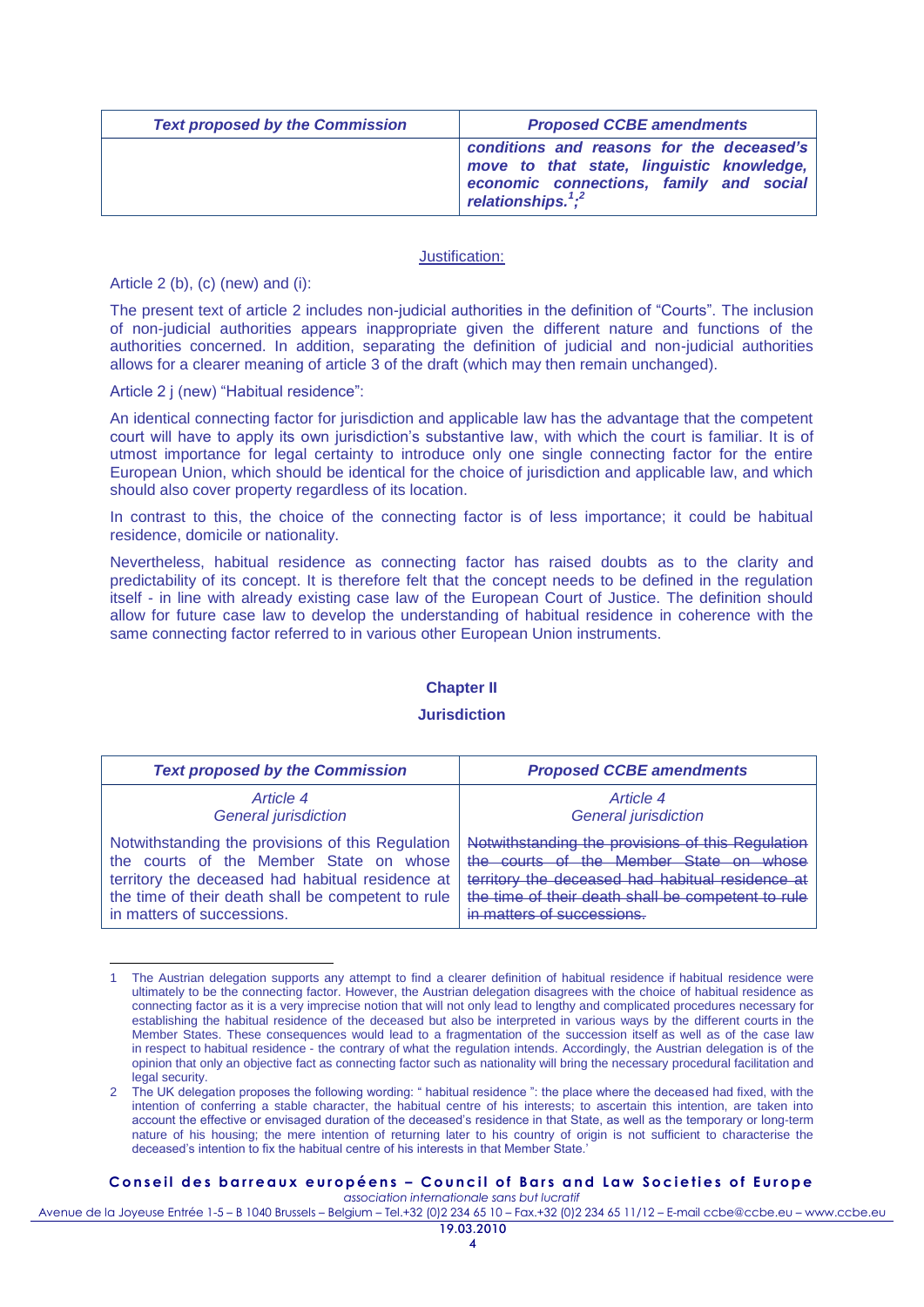| Text proposed by the Commission | Proposed CCBE amendments |
| --- | --- |
| | ***conditions and reasons for the deceased's move to that state, linguistic knowledge, economic connections, family and social relationships.***[1];[2] |

Justification:

Article 2 (b), (c) (new) and (i):

The present text of article 2 includes non-judicial authorities in the definition of "Courts". The inclusion of non-judicial authorities appears inappropriate given the different nature and functions of the authorities concerned. In addition, separating the definition of judicial and non-judicial authorities allows for a clearer meaning of article 3 of the draft (which may then remain unchanged).

Article 2 j (new) "Habitual residence":

An identical connecting factor for jurisdiction and applicable law has the advantage that the competent court will have to apply its own jurisdiction's substantive law, with which the court is familiar. It is of utmost importance for legal certainty to introduce only one single connecting factor for the entire European Union, which should be identical for the choice of jurisdiction and applicable law, and which should also cover property regardless of its location.

In contrast to this, the choice of the connecting factor is of less importance; it could be habitual residence, domicile or nationality.

Nevertheless, habitual residence as connecting factor has raised doubts as to the clarity and predictability of its concept. It is therefore felt that the concept needs to be defined in the regulation itself - in line with already existing case law of the European Court of Justice. The definition should allow for future case law to develop the understanding of habitual residence in coherence with the same connecting factor referred to in various other European Union instruments.

## Chapter II

## Jurisdiction

| Text proposed by the Commission | Proposed CCBE amendments |
| --- | --- |
| *Article 4*<br>*General jurisdiction* | *Article 4*<br>*General jurisdiction* |
| Notwithstanding the provisions of this Regulation the courts of the Member State on whose territory the deceased had habitual residence at the time of their death shall be competent to rule in matters of successions. | ~~Notwithstanding the provisions of this Regulation the courts of the Member State on whose territory the deceased had habitual residence at the time of their death shall be competent to rule in matters of successions.~~ |

1 The Austrian delegation supports any attempt to find a clearer definition of habitual residence if habitual residence were ultimately to be the connecting factor. However, the Austrian delegation disagrees with the choice of habitual residence as connecting factor as it is a very imprecise notion that will not only lead to lengthy and complicated procedures necessary for establishing the habitual residence of the deceased but also be interpreted in various ways by the different courts in the Member States. These consequences would lead to a fragmentation of the succession itself as well as of the case law in respect to habitual residence - the contrary of what the regulation intends. Accordingly, the Austrian delegation is of the opinion that only an objective fact as connecting factor such as nationality will bring the necessary procedural facilitation and legal security.

2 The UK delegation proposes the following wording: " habitual residence ": the place where the deceased had fixed, with the intention of conferring a stable character, the habitual centre of his interests; to ascertain this intention, are taken into account the effective or envisaged duration of the deceased's residence in that State, as well as the temporary or long-term nature of his housing; the mere intention of returning later to his country of origin is not sufficient to characterise the deceased's intention to fix the habitual centre of his interests in that Member State.'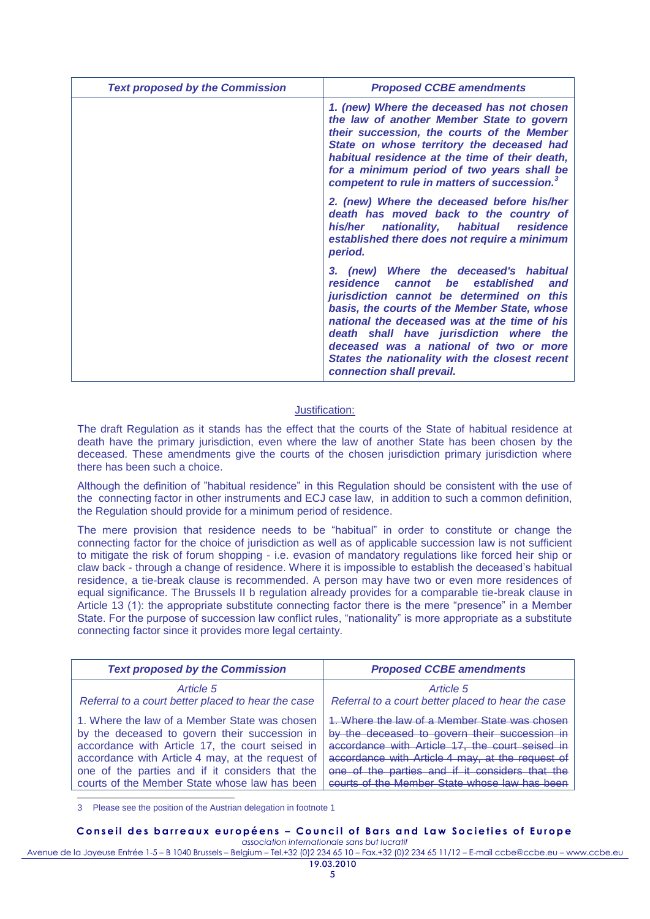| *Text proposed by the Commission* | *Proposed CCBE amendments* |
| --- | --- |
| | ***1. (new) Where the deceased has not chosen the law of another Member State to govern their succession, the courts of the Member State on whose territory the deceased had habitual residence at the time of their death, for a minimum period of two years shall be competent to rule in matters of succession.***[3] |
| | ***2. (new) Where the deceased before his/her death has moved back to the country of his/her nationality, habitual residence established there does not require a minimum period.*** |
| | ***3. (new) Where the deceased's habitual residence cannot be established and jurisdiction cannot be determined on this basis, the courts of the Member State, whose national the deceased was at the time of his death shall have jurisdiction where the deceased was a national of two or more States the nationality with the closest recent connection shall prevail.*** |

Justification:

The draft Regulation as it stands has the effect that the courts of the State of habitual residence at death have the primary jurisdiction, even where the law of another State has been chosen by the deceased. These amendments give the courts of the chosen jurisdiction primary jurisdiction where there has been such a choice.

Although the definition of "habitual residence" in this Regulation should be consistent with the use of the connecting factor in other instruments and ECJ case law, in addition to such a common definition, the Regulation should provide for a minimum period of residence.

The mere provision that residence needs to be "habitual" in order to constitute or change the connecting factor for the choice of jurisdiction as well as of applicable succession law is not sufficient to mitigate the risk of forum shopping - i.e. evasion of mandatory regulations like forced heir ship or claw back - through a change of residence. Where it is impossible to establish the deceased's habitual residence, a tie-break clause is recommended. A person may have two or even more residences of equal significance. The Brussels II b regulation already provides for a comparable tie-break clause in Article 13 (1): the appropriate substitute connecting factor there is the mere "presence" in a Member State. For the purpose of succession law conflict rules, "nationality" is more appropriate as a substitute connecting factor since it provides more legal certainty.

| *Text proposed by the Commission* | *Proposed CCBE amendments* |
| --- | --- |
| *Article 5*<br>*Referral to a court better placed to hear the case* | *Article 5*<br>*Referral to a court better placed to hear the case* |
| 1. Where the law of a Member State was chosen by the deceased to govern their succession in accordance with Article 17, the court seised in accordance with Article 4 may, at the request of one of the parties and if it considers that the courts of the Member State whose law has been | ~~1. Where the law of a Member State was chosen by the deceased to govern their succession in accordance with Article 17, the court seised in accordance with Article 4 may, at the request of one of the parties and if it considers that the courts of the Member State whose law has been~~ |

3 Please see the position of the Austrian delegation in footnote 1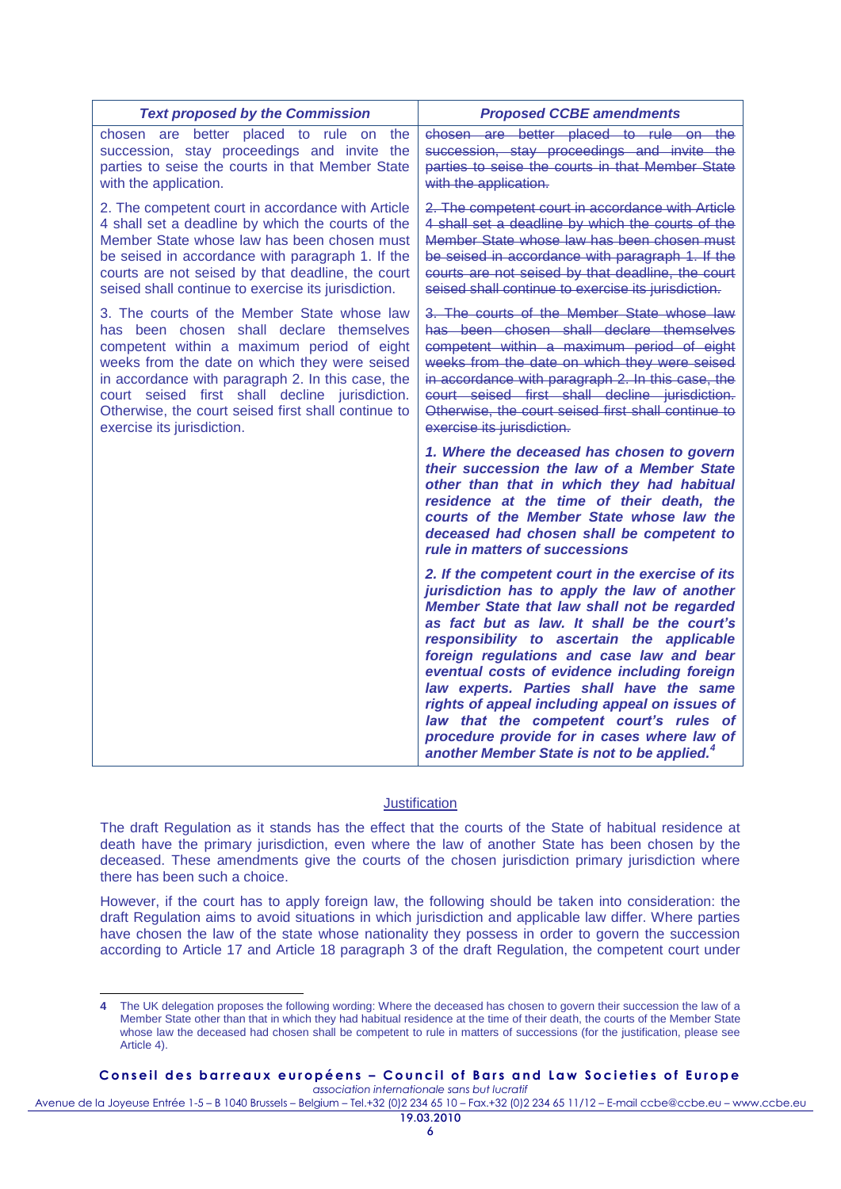| *Text proposed by the Commission* | *Proposed CCBE amendments* |
|---|---|
| chosen are better placed to rule on the succession, stay proceedings and invite the parties to seise the courts in that Member State with the application. | ~~chosen are better placed to rule on the succession, stay proceedings and invite the parties to seise the courts in that Member State with the application.~~ |
| 2. The competent court in accordance with Article 4 shall set a deadline by which the courts of the Member State whose law has been chosen must be seised in accordance with paragraph 1. If the courts are not seised by that deadline, the court seised shall continue to exercise its jurisdiction. | ~~2. The competent court in accordance with Article 4 shall set a deadline by which the courts of the Member State whose law has been chosen must be seised in accordance with paragraph 1. If the courts are not seised by that deadline, the court seised shall continue to exercise its jurisdiction.~~ |
| 3. The courts of the Member State whose law has been chosen shall declare themselves competent within a maximum period of eight weeks from the date on which they were seised in accordance with paragraph 2. In this case, the court seised first shall decline jurisdiction. Otherwise, the court seised first shall continue to exercise its jurisdiction. | ~~3. The courts of the Member State whose law has been chosen shall declare themselves competent within a maximum period of eight weeks from the date on which they were seised in accordance with paragraph 2. In this case, the court seised first shall decline jurisdiction. Otherwise, the court seised first shall continue to exercise its jurisdiction.~~ |
| | ***1. Where the deceased has chosen to govern their succession the law of a Member State other than that in which they had habitual residence at the time of their death, the courts of the Member State whose law the deceased had chosen shall be competent to rule in matters of successions*** |
| | ***2. If the competent court in the exercise of its jurisdiction has to apply the law of another Member State that law shall not be regarded as fact but as law. It shall be the court's responsibility to ascertain the applicable foreign regulations and case law and bear eventual costs of evidence including foreign law experts. Parties shall have the same rights of appeal including appeal on issues of law that the competent court's rules of procedure provide for in cases where law of another Member State is not to be applied.***[4] |

<u>Justification</u>

The draft Regulation as it stands has the effect that the courts of the State of habitual residence at death have the primary jurisdiction, even where the law of another State has been chosen by the deceased. These amendments give the courts of the chosen jurisdiction primary jurisdiction where there has been such a choice.

However, if the court has to apply foreign law, the following should be taken into consideration: the draft Regulation aims to avoid situations in which jurisdiction and applicable law differ. Where parties have chosen the law of the state whose nationality they possess in order to govern the succession according to Article 17 and Article 18 paragraph 3 of the draft Regulation, the competent court under

---

**4** The UK delegation proposes the following wording: Where the deceased has chosen to govern their succession the law of a Member State other than that in which they had habitual residence at the time of their death, the courts of the Member State whose law the deceased had chosen shall be competent to rule in matters of successions (for the justification, please see Article 4).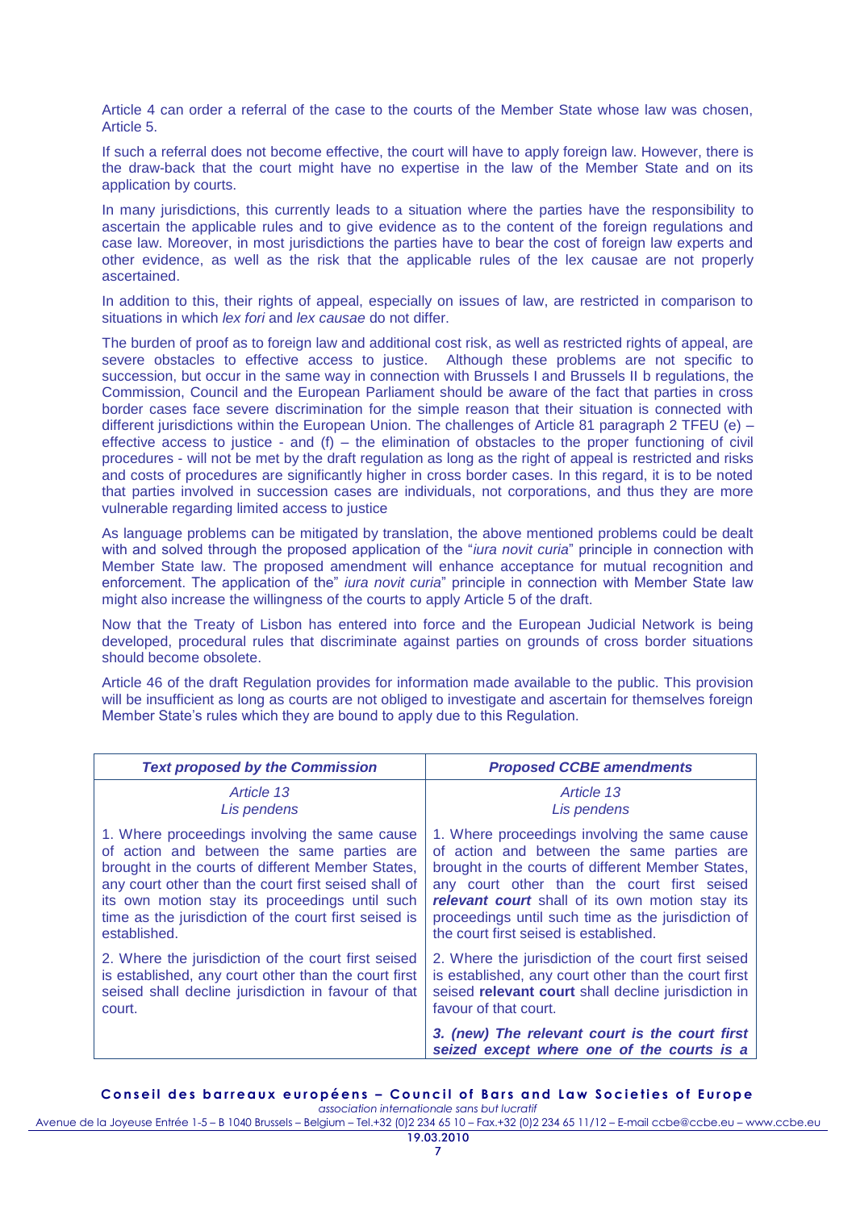Article 4 can order a referral of the case to the courts of the Member State whose law was chosen, Article 5.

If such a referral does not become effective, the court will have to apply foreign law. However, there is the draw-back that the court might have no expertise in the law of the Member State and on its application by courts.

In many jurisdictions, this currently leads to a situation where the parties have the responsibility to ascertain the applicable rules and to give evidence as to the content of the foreign regulations and case law. Moreover, in most jurisdictions the parties have to bear the cost of foreign law experts and other evidence, as well as the risk that the applicable rules of the lex causae are not properly ascertained.

In addition to this, their rights of appeal, especially on issues of law, are restricted in comparison to situations in which *lex fori* and *lex causae* do not differ.

The burden of proof as to foreign law and additional cost risk, as well as restricted rights of appeal, are severe obstacles to effective access to justice. Although these problems are not specific to succession, but occur in the same way in connection with Brussels I and Brussels II b regulations, the Commission, Council and the European Parliament should be aware of the fact that parties in cross border cases face severe discrimination for the simple reason that their situation is connected with different jurisdictions within the European Union. The challenges of Article 81 paragraph 2 TFEU (e) – effective access to justice - and (f) – the elimination of obstacles to the proper functioning of civil procedures - will not be met by the draft regulation as long as the right of appeal is restricted and risks and costs of procedures are significantly higher in cross border cases. In this regard, it is to be noted that parties involved in succession cases are individuals, not corporations, and thus they are more vulnerable regarding limited access to justice

As language problems can be mitigated by translation, the above mentioned problems could be dealt with and solved through the proposed application of the "*iura novit curia*" principle in connection with Member State law. The proposed amendment will enhance acceptance for mutual recognition and enforcement. The application of the" *iura novit curia*" principle in connection with Member State law might also increase the willingness of the courts to apply Article 5 of the draft.

Now that the Treaty of Lisbon has entered into force and the European Judicial Network is being developed, procedural rules that discriminate against parties on grounds of cross border situations should become obsolete.

Article 46 of the draft Regulation provides for information made available to the public. This provision will be insufficient as long as courts are not obliged to investigate and ascertain for themselves foreign Member State's rules which they are bound to apply due to this Regulation.

| ***Text proposed by the Commission*** | ***Proposed CCBE amendments*** |
|---|---|
| *Article 13*<br>*Lis pendens* | *Article 13*<br>*Lis pendens* |
| 1. Where proceedings involving the same cause of action and between the same parties are brought in the courts of different Member States, any court other than the court first seised shall of its own motion stay its proceedings until such time as the jurisdiction of the court first seised is established. | 1. Where proceedings involving the same cause of action and between the same parties are brought in the courts of different Member States, any court other than the court first seised ***relevant court*** shall of its own motion stay its proceedings until such time as the jurisdiction of the court first seised is established. |
| 2. Where the jurisdiction of the court first seised is established, any court other than the court first seised shall decline jurisdiction in favour of that court. | 2. Where the jurisdiction of the court first seised is established, any court other than the court first seised **relevant court** shall decline jurisdiction in favour of that court. |
| | ***3. (new) The relevant court is the court first seized except where one of the courts is a*** |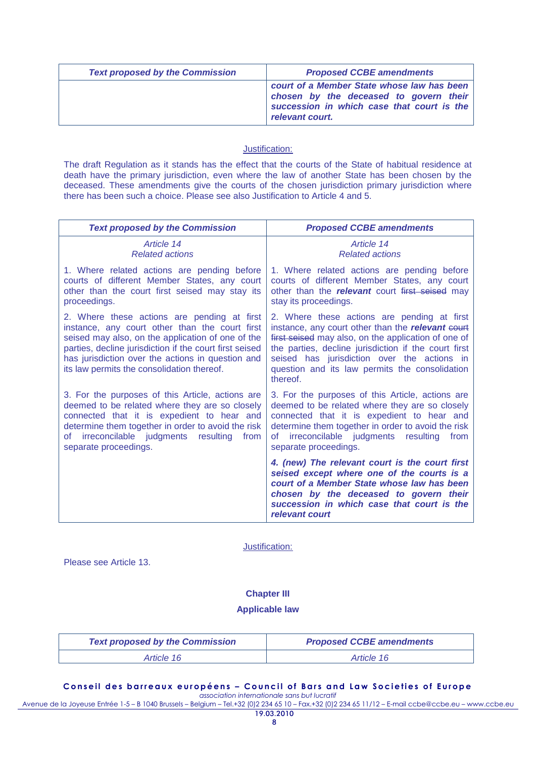| *Text proposed by the Commission* | *Proposed CCBE amendments* |
| --- | --- |
| | ***court of a Member State whose law has been chosen by the deceased to govern their succession in which case that court is the relevant court.*** |

Justification:

The draft Regulation as it stands has the effect that the courts of the State of habitual residence at death have the primary jurisdiction, even where the law of another State has been chosen by the deceased. These amendments give the courts of the chosen jurisdiction primary jurisdiction where there has been such a choice. Please see also Justification to Article 4 and 5.

| *Text proposed by the Commission* | *Proposed CCBE amendments* |
| --- | --- |
| *Article 14*<br>*Related actions* | *Article 14*<br>*Related actions* |
| 1. Where related actions are pending before courts of different Member States, any court other than the court first seised may stay its proceedings. | 1. Where related actions are pending before courts of different Member States, any court other than the ***relevant*** court ~~first seised~~ may stay its proceedings. |
| 2. Where these actions are pending at first instance, any court other than the court first seised may also, on the application of one of the parties, decline jurisdiction if the court first seised has jurisdiction over the actions in question and its law permits the consolidation thereof. | 2. Where these actions are pending at first instance, any court other than the ***relevant*** ~~court first seised~~ may also, on the application of one of the parties, decline jurisdiction if the court first seised has jurisdiction over the actions in question and its law permits the consolidation thereof. |
| 3. For the purposes of this Article, actions are deemed to be related where they are so closely connected that it is expedient to hear and determine them together in order to avoid the risk of irreconcilable judgments resulting from separate proceedings. | 3. For the purposes of this Article, actions are deemed to be related where they are so closely connected that it is expedient to hear and determine them together in order to avoid the risk of irreconcilable judgments resulting from separate proceedings. |
| | ***4. (new) The relevant court is the court first seised except where one of the courts is a court of a Member State whose law has been chosen by the deceased to govern their succession in which case that court is the relevant court*** |

Justification:

Please see Article 13.

## Chapter III

## Applicable law

| *Text proposed by the Commission* | *Proposed CCBE amendments* |
| --- | --- |
| *Article 16* | *Article 16* |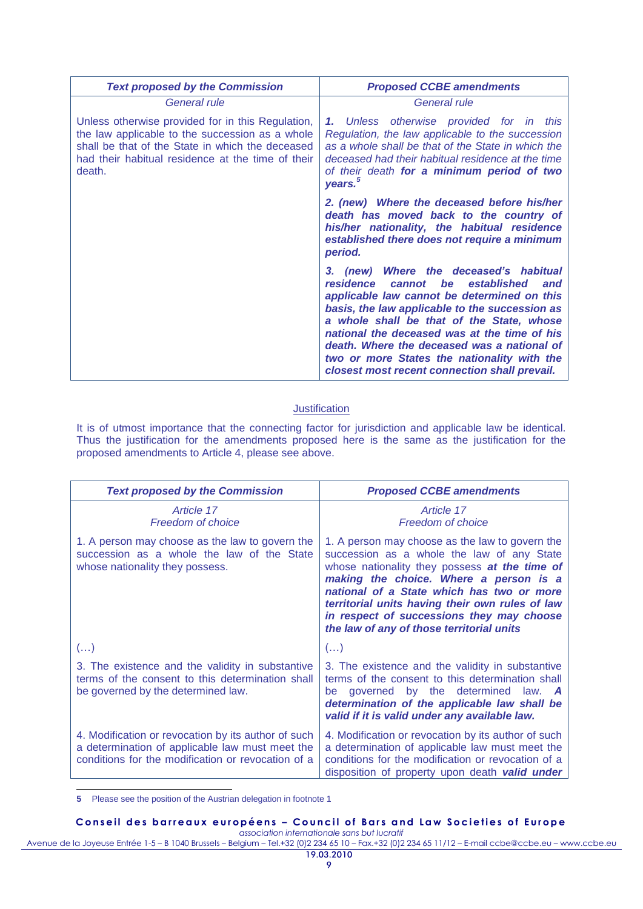| *Text proposed by the Commission* | *Proposed CCBE amendments* |
|---|---|
| *General rule* | *General rule* |
| Unless otherwise provided for in this Regulation, the law applicable to the succession as a whole shall be that of the State in which the deceased had their habitual residence at the time of their death. | ***1.*** *Unless otherwise provided for in this Regulation, the law applicable to the succession as a whole shall be that of the State in which the deceased had their habitual residence at the time of their death* ***for a minimum period of two years.***[5] |
| | ***2. (new) Where the deceased before his/her death has moved back to the country of his/her nationality, the habitual residence established there does not require a minimum period.*** |
| | ***3. (new) Where the deceased's habitual residence cannot be established and applicable law cannot be determined on this basis, the law applicable to the succession as a whole shall be that of the State, whose national the deceased was at the time of his death. Where the deceased was a national of two or more States the nationality with the closest most recent connection shall prevail.*** |

Justification

It is of utmost importance that the connecting factor for jurisdiction and applicable law be identical. Thus the justification for the amendments proposed here is the same as the justification for the proposed amendments to Article 4, please see above.

| *Text proposed by the Commission* | *Proposed CCBE amendments* |
|---|---|
| *Article 17*<br>*Freedom of choice* | *Article 17*<br>*Freedom of choice* |
| 1. A person may choose as the law to govern the succession as a whole the law of the State whose nationality they possess. | 1. A person may choose as the law to govern the succession as a whole the law of any State whose nationality they possess ***at the time of making the choice. Where a person is a national of a State which has two or more territorial units having their own rules of law in respect of successions they may choose the law of any of those territorial units*** |
| (…) | (…) |
| 3. The existence and the validity in substantive terms of the consent to this determination shall be governed by the determined law. | 3. The existence and the validity in substantive terms of the consent to this determination shall be governed by the determined law. ***A determination of the applicable law shall be valid if it is valid under any available law.*** |
| 4. Modification or revocation by its author of such a determination of applicable law must meet the conditions for the modification or revocation of a | 4. Modification or revocation by its author of such a determination of applicable law must meet the conditions for the modification or revocation of a disposition of property upon death ***valid under*** |

5 Please see the position of the Austrian delegation in footnote 1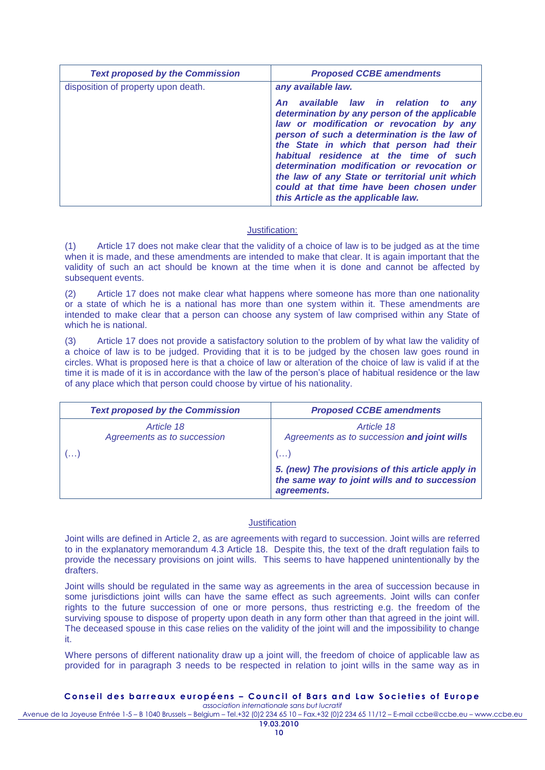| *Text proposed by the Commission* | *Proposed CCBE amendments* |
|---|---|
| disposition of property upon death. | ***any available law.*** <br><br> ***An available law in relation to any determination by any person of the applicable law or modification or revocation by any person of such a determination is the law of the State in which that person had their habitual residence at the time of such determination modification or revocation or the law of any State or territorial unit which could at that time have been chosen under this Article as the applicable law.*** |

Justification:

(1) Article 17 does not make clear that the validity of a choice of law is to be judged as at the time when it is made, and these amendments are intended to make that clear. It is again important that the validity of such an act should be known at the time when it is done and cannot be affected by subsequent events.

(2) Article 17 does not make clear what happens where someone has more than one nationality or a state of which he is a national has more than one system within it. These amendments are intended to make clear that a person can choose any system of law comprised within any State of which he is national.

(3) Article 17 does not provide a satisfactory solution to the problem of by what law the validity of a choice of law is to be judged. Providing that it is to be judged by the chosen law goes round in circles. What is proposed here is that a choice of law or alteration of the choice of law is valid if at the time it is made of it is in accordance with the law of the person's place of habitual residence or the law of any place which that person could choose by virtue of his nationality.

| *Text proposed by the Commission* | *Proposed CCBE amendments* |
|---|---|
| *Article 18* <br> *Agreements as to succession* | *Article 18* <br> *Agreements as to succession **and joint wills*** |
| (…) | (…) <br><br> ***5. (new) The provisions of this article apply in the same way to joint wills and to succession agreements.*** |

Justification

Joint wills are defined in Article 2, as are agreements with regard to succession. Joint wills are referred to in the explanatory memorandum 4.3 Article 18. Despite this, the text of the draft regulation fails to provide the necessary provisions on joint wills. This seems to have happened unintentionally by the drafters.

Joint wills should be regulated in the same way as agreements in the area of succession because in some jurisdictions joint wills can have the same effect as such agreements. Joint wills can confer rights to the future succession of one or more persons, thus restricting e.g. the freedom of the surviving spouse to dispose of property upon death in any form other than that agreed in the joint will. The deceased spouse in this case relies on the validity of the joint will and the impossibility to change it.

Where persons of different nationality draw up a joint will, the freedom of choice of applicable law as provided for in paragraph 3 needs to be respected in relation to joint wills in the same way as in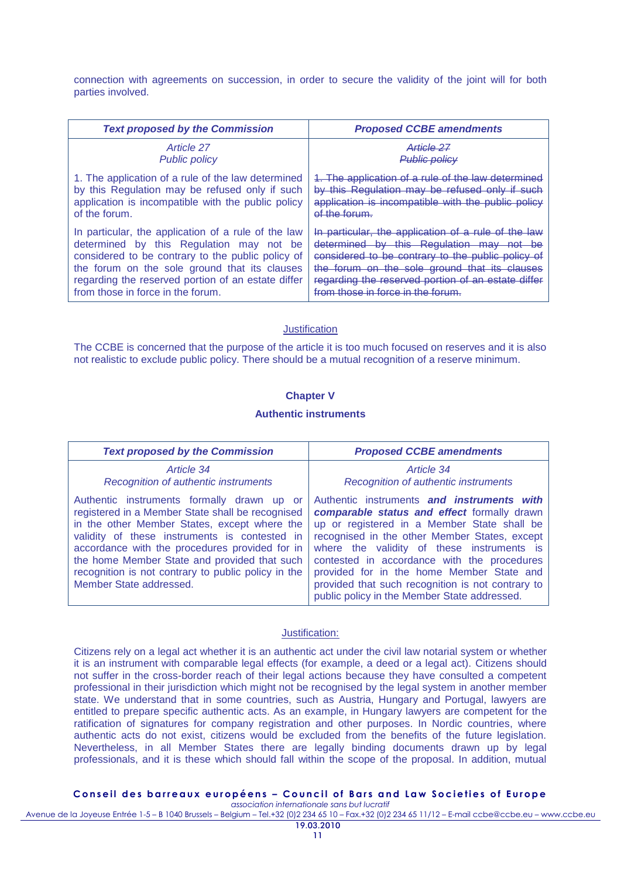connection with agreements on succession, in order to secure the validity of the joint will for both parties involved.

| ***Text proposed by the Commission*** | ***Proposed CCBE amendments*** |
| --- | --- |
| *Article 27*<br>*Public policy* | ~~*Article 27*~~<br>~~*Public policy*~~ |
| 1. The application of a rule of the law determined by this Regulation may be refused only if such application is incompatible with the public policy of the forum. | ~~1. The application of a rule of the law determined by this Regulation may be refused only if such application is incompatible with the public policy of the forum.~~ |
| In particular, the application of a rule of the law determined by this Regulation may not be considered to be contrary to the public policy of the forum on the sole ground that its clauses regarding the reserved portion of an estate differ from those in force in the forum. | ~~In particular, the application of a rule of the law determined by this Regulation may not be considered to be contrary to the public policy of the forum on the sole ground that its clauses regarding the reserved portion of an estate differ from those in force in the forum.~~ |

Justification

The CCBE is concerned that the purpose of the article it is too much focused on reserves and it is also not realistic to exclude public policy. There should be a mutual recognition of a reserve minimum.

## Chapter V

## Authentic instruments

| ***Text proposed by the Commission*** | ***Proposed CCBE amendments*** |
| --- | --- |
| *Article 34*<br>*Recognition of authentic instruments* | *Article 34*<br>*Recognition of authentic instruments* |
| Authentic instruments formally drawn up or registered in a Member State shall be recognised in the other Member States, except where the validity of these instruments is contested in accordance with the procedures provided for in the home Member State and provided that such recognition is not contrary to public policy in the Member State addressed. | Authentic instruments ***and instruments with comparable status and effect*** formally drawn up or registered in a Member State shall be recognised in the other Member States, except where the validity of these instruments is contested in accordance with the procedures provided for in the home Member State and provided that such recognition is not contrary to public policy in the Member State addressed. |

Justification:

Citizens rely on a legal act whether it is an authentic act under the civil law notarial system or whether it is an instrument with comparable legal effects (for example, a deed or a legal act). Citizens should not suffer in the cross-border reach of their legal actions because they have consulted a competent professional in their jurisdiction which might not be recognised by the legal system in another member state. We understand that in some countries, such as Austria, Hungary and Portugal, lawyers are entitled to prepare specific authentic acts. As an example, in Hungary lawyers are competent for the ratification of signatures for company registration and other purposes. In Nordic countries, where authentic acts do not exist, citizens would be excluded from the benefits of the future legislation. Nevertheless, in all Member States there are legally binding documents drawn up by legal professionals, and it is these which should fall within the scope of the proposal. In addition, mutual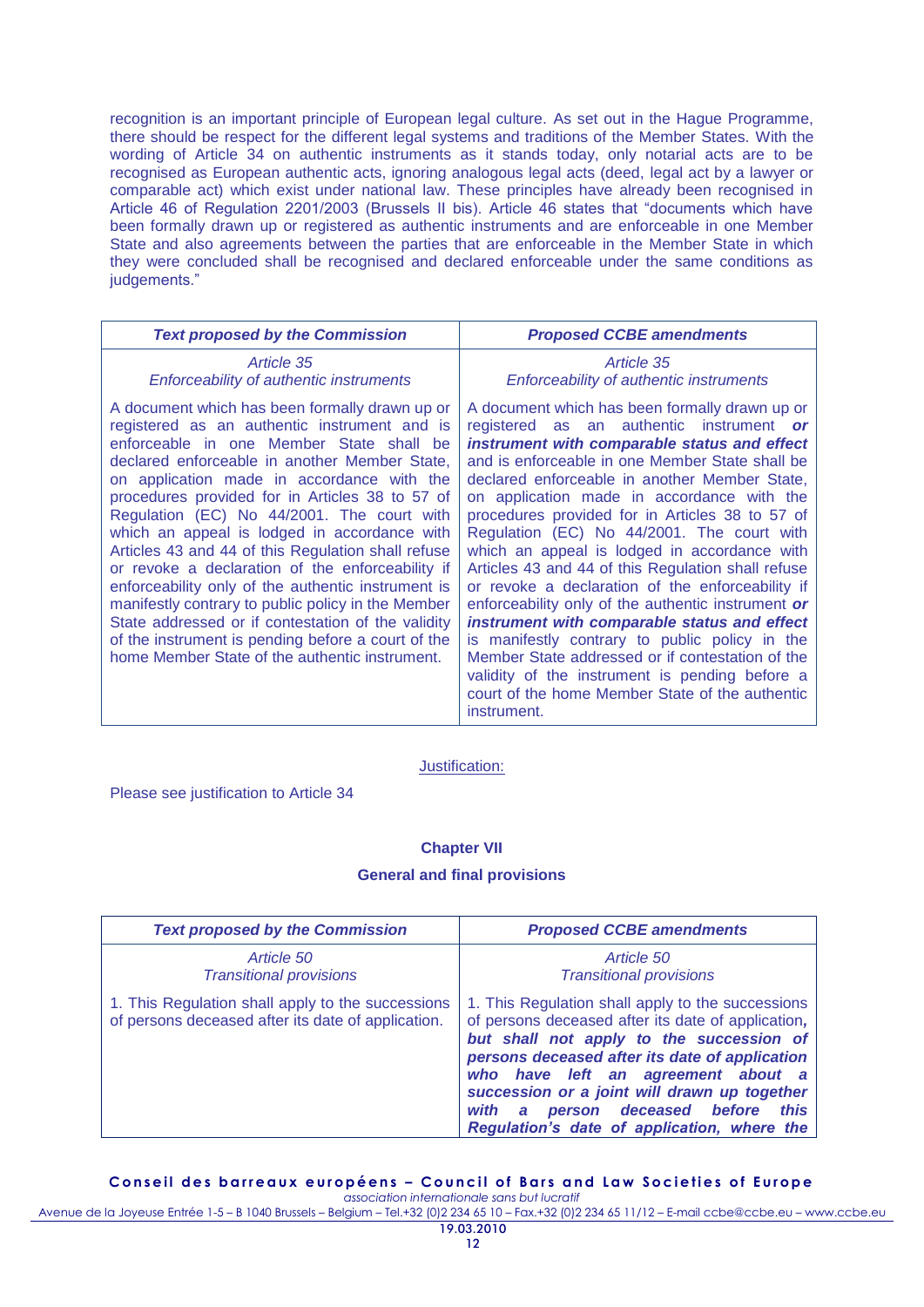recognition is an important principle of European legal culture. As set out in the Hague Programme, there should be respect for the different legal systems and traditions of the Member States. With the wording of Article 34 on authentic instruments as it stands today, only notarial acts are to be recognised as European authentic acts, ignoring analogous legal acts (deed, legal act by a lawyer or comparable act) which exist under national law. These principles have already been recognised in Article 46 of Regulation 2201/2003 (Brussels II bis). Article 46 states that "documents which have been formally drawn up or registered as authentic instruments and are enforceable in one Member State and also agreements between the parties that are enforceable in the Member State in which they were concluded shall be recognised and declared enforceable under the same conditions as judgements."

| *Text proposed by the Commission* | *Proposed CCBE amendments* |
|---|---|
| *Article 35*<br>*Enforceability of authentic instruments* | *Article 35*<br>*Enforceability of authentic instruments* |
| A document which has been formally drawn up or registered as an authentic instrument and is enforceable in one Member State shall be declared enforceable in another Member State, on application made in accordance with the procedures provided for in Articles 38 to 57 of Regulation (EC) No 44/2001. The court with which an appeal is lodged in accordance with Articles 43 and 44 of this Regulation shall refuse or revoke a declaration of the enforceability if enforceability only of the authentic instrument is manifestly contrary to public policy in the Member State addressed or if contestation of the validity of the instrument is pending before a court of the home Member State of the authentic instrument. | A document which has been formally drawn up or registered as an authentic instrument ***or instrument with comparable status and effect*** and is enforceable in one Member State shall be declared enforceable in another Member State, on application made in accordance with the procedures provided for in Articles 38 to 57 of Regulation (EC) No 44/2001. The court with which an appeal is lodged in accordance with Articles 43 and 44 of this Regulation shall refuse or revoke a declaration of the enforceability if enforceability only of the authentic instrument ***or instrument with comparable status and effect*** is manifestly contrary to public policy in the Member State addressed or if contestation of the validity of the instrument is pending before a court of the home Member State of the authentic instrument. |

Justification:

Please see justification to Article 34

**Chapter VII**

**General and final provisions**

| *Text proposed by the Commission* | *Proposed CCBE amendments* |
|---|---|
| *Article 50*<br>*Transitional provisions* | *Article 50*<br>*Transitional provisions* |
| 1. This Regulation shall apply to the successions of persons deceased after its date of application. | 1. This Regulation shall apply to the successions of persons deceased after its date of application***, but shall not apply to the succession of persons deceased after its date of application who have left an agreement about a succession or a joint will drawn up together with a person deceased before this Regulation's date of application, where the*** |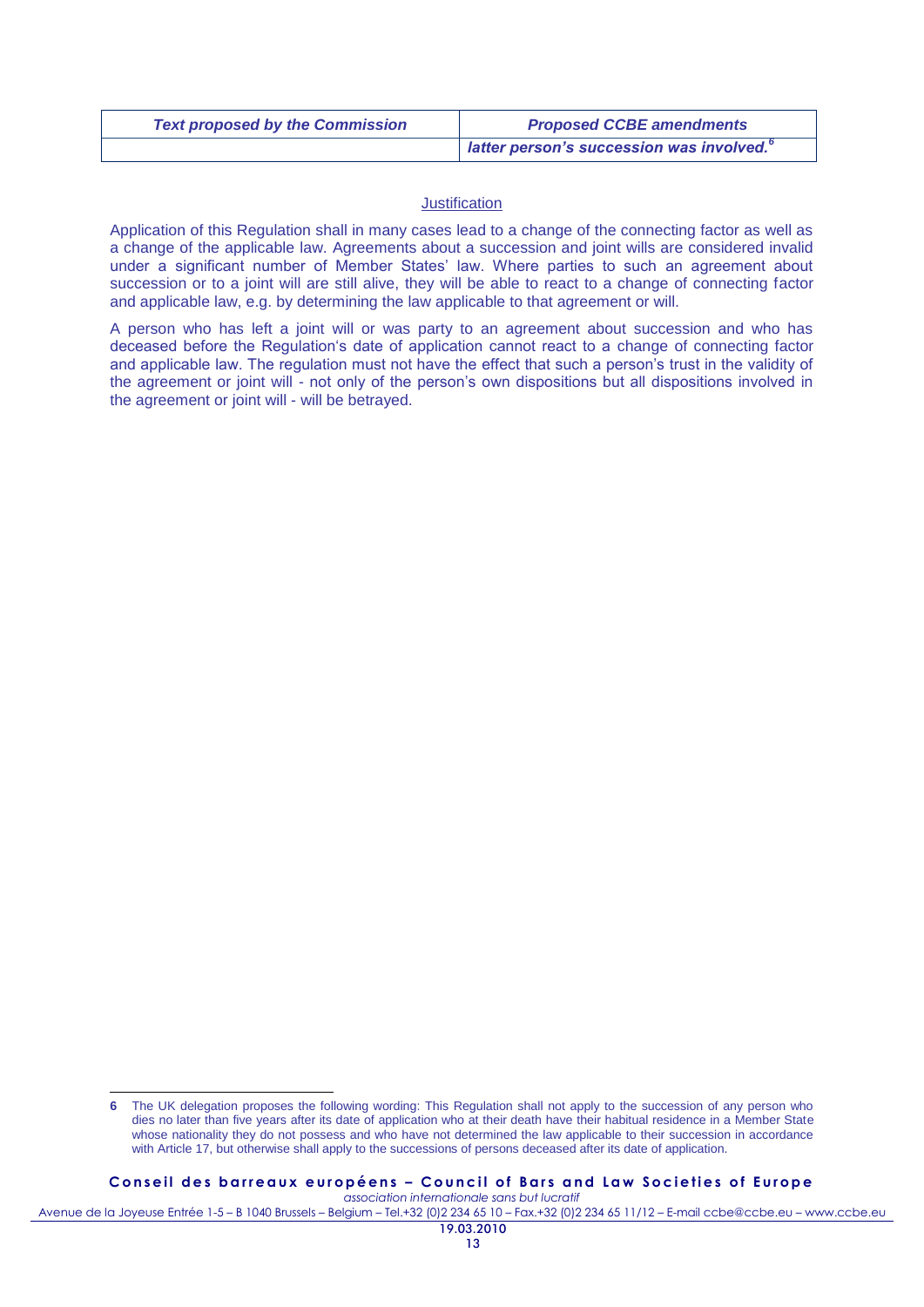| *Text proposed by the Commission* | *Proposed CCBE amendments* |
| --- | --- |
| | ***latter person's succession was involved.***[6] |

Justification

Application of this Regulation shall in many cases lead to a change of the connecting factor as well as a change of the applicable law. Agreements about a succession and joint wills are considered invalid under a significant number of Member States' law. Where parties to such an agreement about succession or to a joint will are still alive, they will be able to react to a change of connecting factor and applicable law, e.g. by determining the law applicable to that agreement or will.

A person who has left a joint will or was party to an agreement about succession and who has deceased before the Regulation's date of application cannot react to a change of connecting factor and applicable law. The regulation must not have the effect that such a person's trust in the validity of the agreement or joint will - not only of the person's own dispositions but all dispositions involved in the agreement or joint will - will be betrayed.

---

[6] The UK delegation proposes the following wording: This Regulation shall not apply to the succession of any person who dies no later than five years after its date of application who at their death have their habitual residence in a Member State whose nationality they do not possess and who have not determined the law applicable to their succession in accordance with Article 17, but otherwise shall apply to the successions of persons deceased after its date of application.